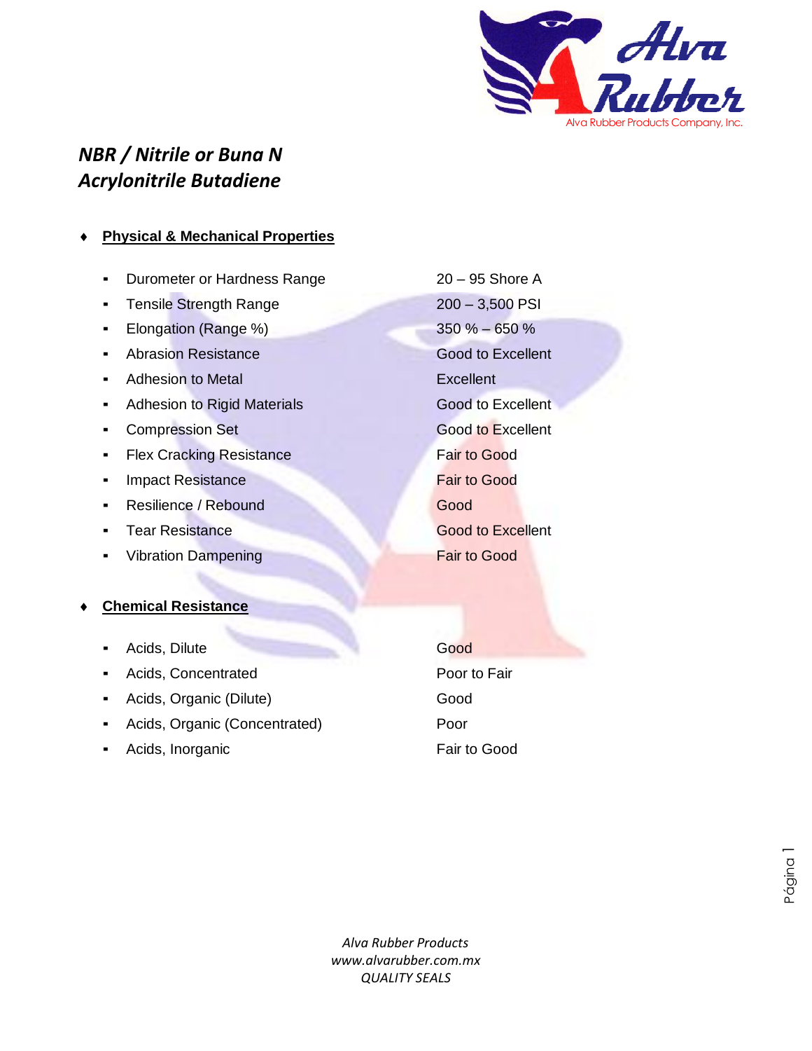# *NBR / Nitrile or Buna N*
# *Acrylonitrile Butadiene*

## Physical & Mechanical Properties

| Property | Value |
|---|---|
| Durometer or Hardness Range | 20 – 95 Shore A |
| Tensile Strength Range | 200 – 3,500 PSI |
| Elongation (Range %) | 350 % – 650 % |
| Abrasion Resistance | Good to Excellent |
| Adhesion to Metal | Excellent |
| Adhesion to Rigid Materials | Good to Excellent |
| Compression Set | Good to Excellent |
| Flex Cracking Resistance | Fair to Good |
| Impact Resistance | Fair to Good |
| Resilience / Rebound | Good |
| Tear Resistance | Good to Excellent |
| Vibration Dampening | Fair to Good |

## Chemical Resistance

| Chemical | Resistance |
|---|---|
| Acids, Dilute | Good |
| Acids, Concentrated | Poor to Fair |
| Acids, Organic (Dilute) | Good |
| Acids, Organic (Concentrated) | Poor |
| Acids, Inorganic | Fair to Good |

*Alva Rubber Products*
*www.alvarubber.com.mx*
*QUALITY SEALS*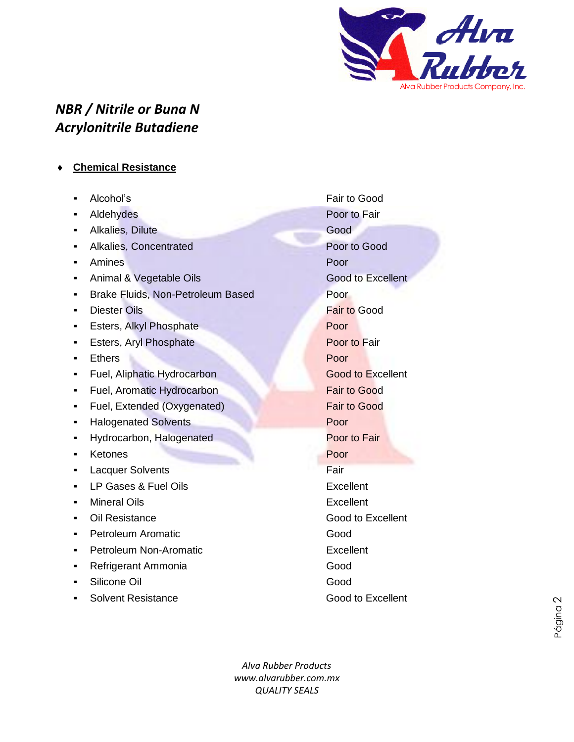***NBR / Nitrile or Buna N***
***Acrylonitrile Butadiene***

- **Chemical Resistance**

| Chemical | Resistance |
|---|---|
| Alcohol's | Fair to Good |
| Aldehydes | Poor to Fair |
| Alkalies, Dilute | Good |
| Alkalies, Concentrated | Poor to Good |
| Amines | Poor |
| Animal & Vegetable Oils | Good to Excellent |
| Brake Fluids, Non-Petroleum Based | Poor |
| Diester Oils | Fair to Good |
| Esters, Alkyl Phosphate | Poor |
| Esters, Aryl Phosphate | Poor to Fair |
| Ethers | Poor |
| Fuel, Aliphatic Hydrocarbon | Good to Excellent |
| Fuel, Aromatic Hydrocarbon | Fair to Good |
| Fuel, Extended (Oxygenated) | Fair to Good |
| Halogenated Solvents | Poor |
| Hydrocarbon, Halogenated | Poor to Fair |
| Ketones | Poor |
| Lacquer Solvents | Fair |
| LP Gases & Fuel Oils | Excellent |
| Mineral Oils | Excellent |
| Oil Resistance | Good to Excellent |
| Petroleum Aromatic | Good |
| Petroleum Non-Aromatic | Excellent |
| Refrigerant Ammonia | Good |
| Silicone Oil | Good |
| Solvent Resistance | Good to Excellent |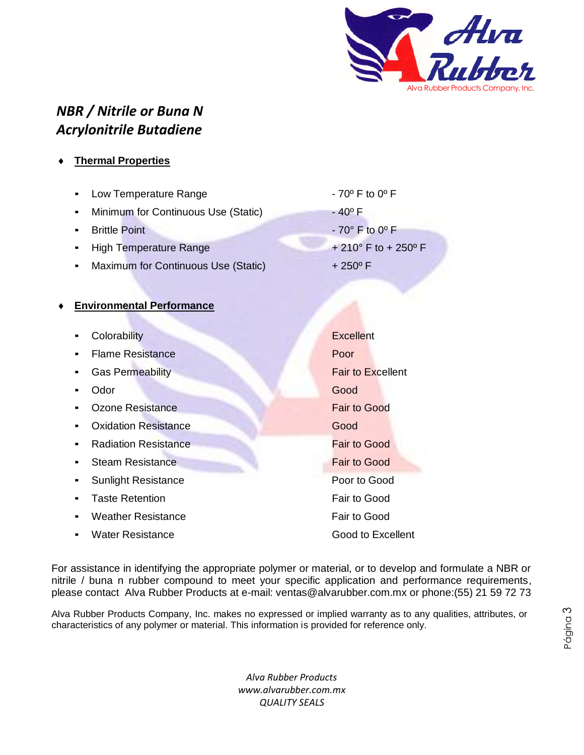## NBR / Nitrile or Buna N
## Acrylonitrile Butadiene

- **Thermal Properties**

| | |
|---|---|
| Low Temperature Range | - 70º F to 0º F |
| Minimum for Continuous Use (Static) | - 40º F |
| Brittle Point | - 70° F to 0º F |
| High Temperature Range | + 210° F to + 250º F |
| Maximum for Continuous Use (Static) | + 250º F |

- **Environmental Performance**

| | |
|---|---|
| Colorability | Excellent |
| Flame Resistance | Poor |
| Gas Permeability | Fair to Excellent |
| Odor | Good |
| Ozone Resistance | Fair to Good |
| Oxidation Resistance | Good |
| Radiation Resistance | Fair to Good |
| Steam Resistance | Fair to Good |
| Sunlight Resistance | Poor to Good |
| Taste Retention | Fair to Good |
| Weather Resistance | Fair to Good |
| Water Resistance | Good to Excellent |

For assistance in identifying the appropriate polymer or material, or to develop and formulate a NBR or nitrile / buna n rubber compound to meet your specific application and performance requirements, please contact Alva Rubber Products at e-mail: ventas@alvarubber.com.mx or phone:(55) 21 59 72 73

Alva Rubber Products Company, Inc. makes no expressed or implied warranty as to any qualities, attributes, or characteristics of any polymer or material. This information is provided for reference only.

*Alva Rubber Products*
*www.alvarubber.com.mx*
*QUALITY SEALS*